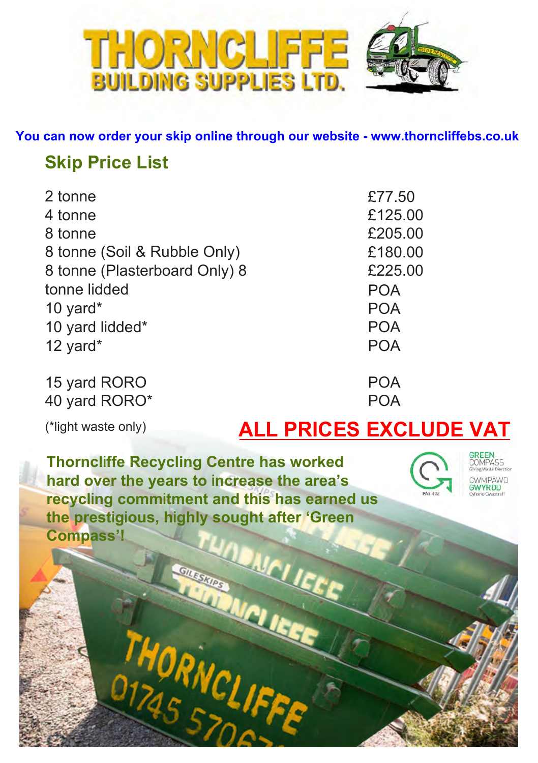# THORNCLIFFE BUILDING SUPPLIES LTD.

**You can now order your skip online through our website - www.thorncliffebs.co.uk**

## Skip Price List

| | |
|---|---|
| 2 tonne | £77.50 |
| 4 tonne | £125.00 |
| 8 tonne | £205.00 |
| 8 tonne (Soil & Rubble Only) | £180.00 |
| 8 tonne (Plasterboard Only) | £225.00 |
| 8 tonne lidded | POA |
| 10 yard* | POA |
| 10 yard lidded* | POA |
| 12 yard* | POA |
| 15 yard RORO | POA |
| 40 yard RORO* | POA |

(*light waste only)

**ALL PRICES EXCLUDE VAT**

**Thorncliffe Recycling Centre has worked hard over the years to increase the area's recycling commitment and this has earned us the prestigious, highly sought after 'Green Compass'!**

GREEN COMPASS Giving Waste Direction
CWMPAWD GWYRDD Cyfeirio Gwastraff
PAS 402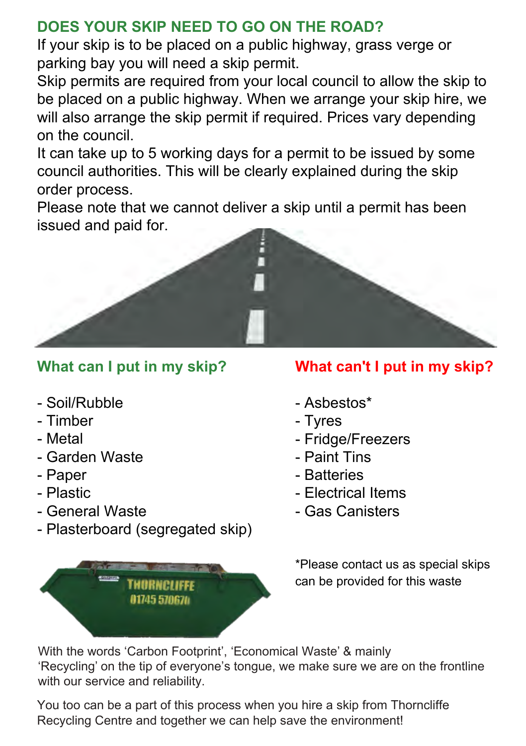## DOES YOUR SKIP NEED TO GO ON THE ROAD?

If your skip is to be placed on a public highway, grass verge or parking bay you will need a skip permit.

Skip permits are required from your local council to allow the skip to be placed on a public highway. When we arrange your skip hire, we will also arrange the skip permit if required. Prices vary depending on the council.

It can take up to 5 working days for a permit to be issued by some council authorities. This will be clearly explained during the skip order process.

Please note that we cannot deliver a skip until a permit has been issued and paid for.

### What can I put in my skip?

- Soil/Rubble
- Timber
- Metal
- Garden Waste
- Paper
- Plastic
- General Waste
- Plasterboard (segregated skip)

### What can't I put in my skip?

- Asbestos*
- Tyres
- Fridge/Freezers
- Paint Tins
- Batteries
- Electrical Items
- Gas Canisters

*Please contact us as special skips can be provided for this waste

With the words 'Carbon Footprint', 'Economical Waste' & mainly 'Recycling' on the tip of everyone's tongue, we make sure we are on the frontline with our service and reliability.

You too can be a part of this process when you hire a skip from Thorncliffe Recycling Centre and together we can help save the environment!